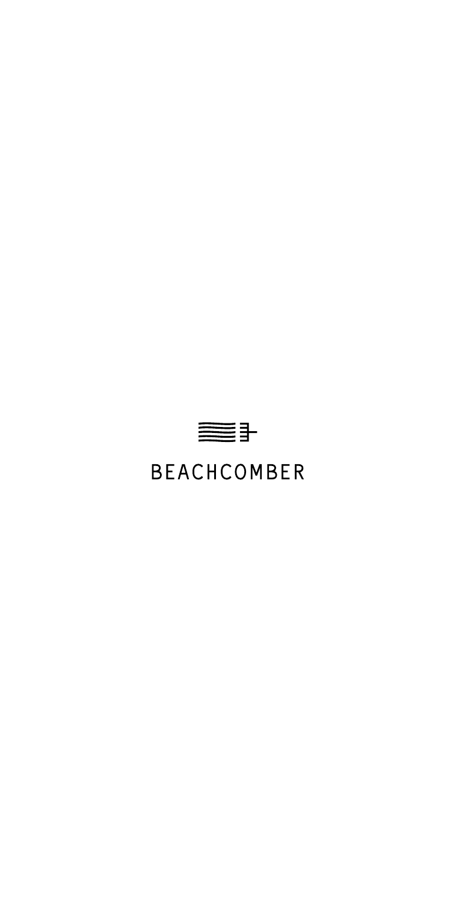# BEACHCOMBER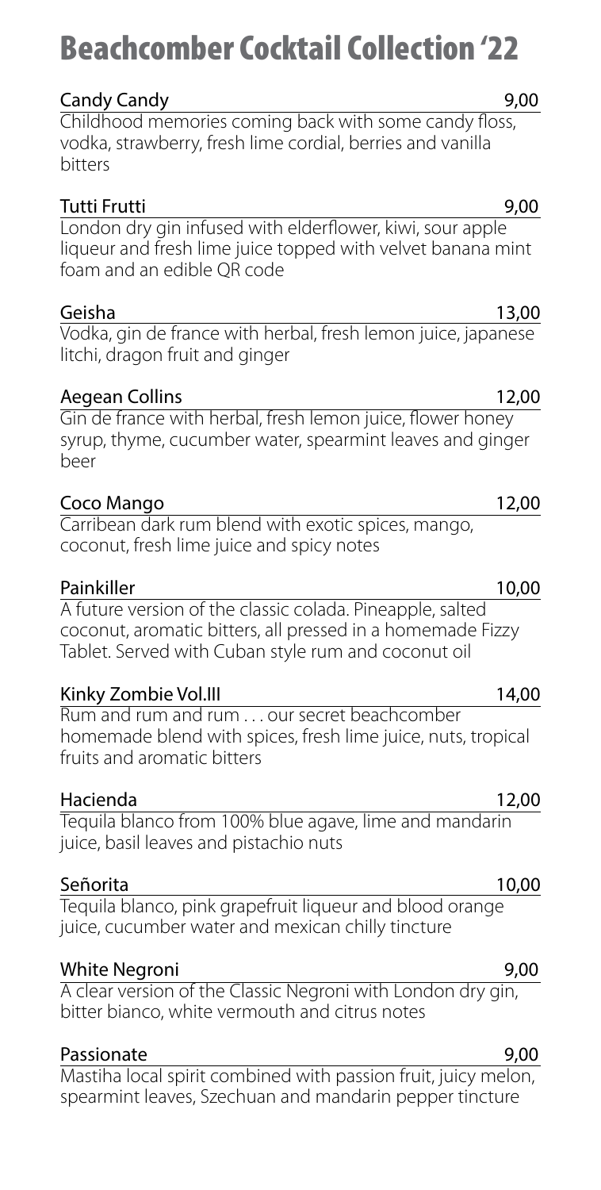# Beachcomber Cocktail Collection '22

### Candy Candy 9,00

Childhood memories coming back with some candy floss, vodka, strawberry, fresh lime cordial, berries and vanilla bitters

### Tutti Frutti 9,00

London dry gin infused with elderflower, kiwi, sour apple liqueur and fresh lime juice topped with velvet banana mint foam and an edible QR code

### Geisha 13,00

Vodka, gin de france with herbal, fresh lemon juice, japanese litchi, dragon fruit and ginger

### Aegean Collins 12,00

Gin de france with herbal, fresh lemon juice, flower honey syrup, thyme, cucumber water, spearmint leaves and ginger beer

### Coco Mango 12,00

Carribean dark rum blend with exotic spices, mango, coconut, fresh lime juice and spicy notes

### Painkiller 10,00

A future version of the classic colada. Pineapple, salted coconut, aromatic bitters, all pressed in a homemade Fizzy Tablet. Served with Cuban style rum and coconut oil

### Kinky Zombie Vol.III 14,00

Rum and rum and rum . . . our secret beachcomber homemade blend with spices, fresh lime juice, nuts, tropical fruits and aromatic bitters

### Hacienda 12,00

Tequila blanco from 100% blue agave, lime and mandarin juice, basil leaves and pistachio nuts

### Señorita 10,00

Tequila blanco, pink grapefruit liqueur and blood orange juice, cucumber water and mexican chilly tincture

### White Negroni 9,00

A clear version of the Classic Negroni with London dry gin, bitter bianco, white vermouth and citrus notes

### Passionate 9,00

Mastiha local spirit combined with passion fruit, juicy melon, spearmint leaves, Szechuan and mandarin pepper tincture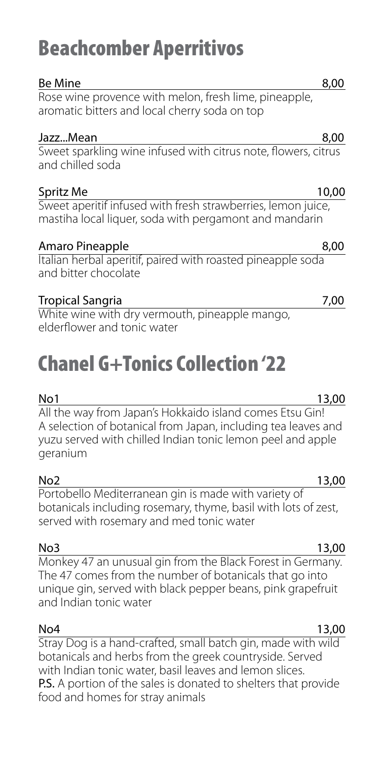# Beachcomber Aperritivos

**Be Mine** 8,00

Rose wine provence with melon, fresh lime, pineapple, aromatic bitters and local cherry soda on top

**Jazz...Mean** 8,00

Sweet sparkling wine infused with citrus note, flowers, citrus and chilled soda

**Spritz Me** 10,00

Sweet aperitif infused with fresh strawberries, lemon juice, mastiha local liquer, soda with pergamont and mandarin

**Amaro Pineapple** 8,00

Italian herbal aperitif, paired with roasted pineapple soda and bitter chocolate

**Tropical Sangria** 7,00

White wine with dry vermouth, pineapple mango, elderflower and tonic water

# Chanel G+Tonics Collection '22

**No1** 13,00

All the way from Japan's Hokkaido island comes Etsu Gin! A selection of botanical from Japan, including tea leaves and yuzu served with chilled Indian tonic lemon peel and apple geranium

**No2** 13,00

Portobello Mediterranean gin is made with variety of botanicals including rosemary, thyme, basil with lots of zest, served with rosemary and med tonic water

**No3** 13,00

Monkey 47 an unusual gin from the Black Forest in Germany. The 47 comes from the number of botanicals that go into unique gin, served with black pepper beans, pink grapefruit and Indian tonic water

**No4** 13,00

Stray Dog is a hand-crafted, small batch gin, made with wild botanicals and herbs from the greek countryside. Served with Indian tonic water, basil leaves and lemon slices.

**P.S.** A portion of the sales is donated to shelters that provide food and homes for stray animals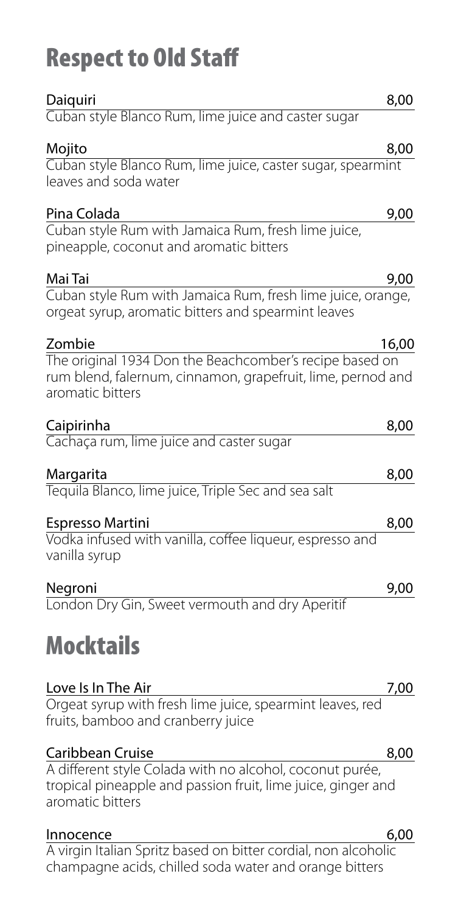# Respect to Old Staff

**Daiquiri** 8,00

Cuban style Blanco Rum, lime juice and caster sugar

**Mojito** 8,00

Cuban style Blanco Rum, lime juice, caster sugar, spearmint leaves and soda water

**Pina Colada** 9,00

Cuban style Rum with Jamaica Rum, fresh lime juice, pineapple, coconut and aromatic bitters

**Mai Tai** 9,00

Cuban style Rum with Jamaica Rum, fresh lime juice, orange, orgeat syrup, aromatic bitters and spearmint leaves

**Zombie** 16,00

The original 1934 Don the Beachcomber's recipe based on rum blend, falernum, cinnamon, grapefruit, lime, pernod and aromatic bitters

**Caipirinha** 8,00

Cachaça rum, lime juice and caster sugar

**Margarita** 8,00

Tequila Blanco, lime juice, Triple Sec and sea salt

**Espresso Martini** 8,00

Vodka infused with vanilla, coffee liqueur, espresso and vanilla syrup

**Negroni** 9,00

London Dry Gin, Sweet vermouth and dry Aperitif

# Mocktails

**Love Is In The Air** 7,00

Orgeat syrup with fresh lime juice, spearmint leaves, red fruits, bamboo and cranberry juice

**Caribbean Cruise** 8,00

A different style Colada with no alcohol, coconut purée, tropical pineapple and passion fruit, lime juice, ginger and aromatic bitters

**Innocence** 6,00

A virgin Italian Spritz based on bitter cordial, non alcoholic champagne acids, chilled soda water and orange bitters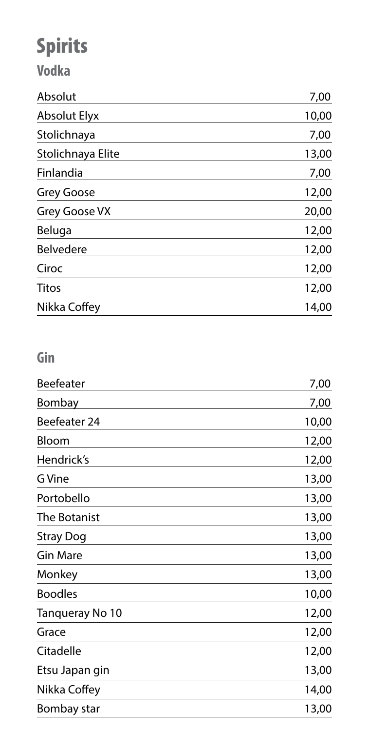# Spirits

## Vodka

| | |
|---|---|
| Absolut | 7,00 |
| Absolut Elyx | 10,00 |
| Stolichnaya | 7,00 |
| Stolichnaya Elite | 13,00 |
| Finlandia | 7,00 |
| Grey Goose | 12,00 |
| Grey Goose VX | 20,00 |
| Beluga | 12,00 |
| Belvedere | 12,00 |
| Ciroc | 12,00 |
| Titos | 12,00 |
| Nikka Coffey | 14,00 |

## Gin

| | |
|---|---|
| Beefeater | 7,00 |
| Bombay | 7,00 |
| Beefeater 24 | 10,00 |
| Bloom | 12,00 |
| Hendrick's | 12,00 |
| G Vine | 13,00 |
| Portobello | 13,00 |
| The Botanist | 13,00 |
| Stray Dog | 13,00 |
| Gin Mare | 13,00 |
| Monkey | 13,00 |
| Boodles | 10,00 |
| Tanqueray No 10 | 12,00 |
| Grace | 12,00 |
| Citadelle | 12,00 |
| Etsu Japan gin | 13,00 |
| Nikka Coffey | 14,00 |
| Bombay star | 13,00 |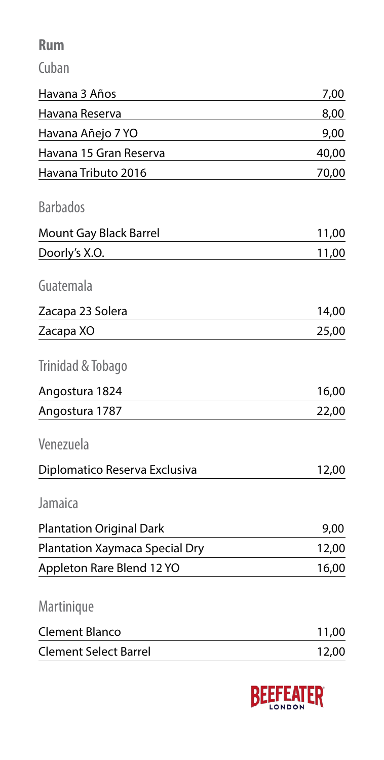# Rum

## Cuban

| | |
|---|---|
| Havana 3 Años | 7,00 |
| Havana Reserva | 8,00 |
| Havana Añejo 7 YO | 9,00 |
| Havana 15 Gran Reserva | 40,00 |
| Havana Tributo 2016 | 70,00 |

## Barbados

| | |
|---|---|
| Mount Gay Black Barrel | 11,00 |
| Doorly's X.O. | 11,00 |

## Guatemala

| | |
|---|---|
| Zacapa 23 Solera | 14,00 |
| Zacapa XO | 25,00 |

## Trinidad & Tobago

| | |
|---|---|
| Angostura 1824 | 16,00 |
| Angostura 1787 | 22,00 |

## Venezuela

| | |
|---|---|
| Diplomatico Reserva Exclusiva | 12,00 |

## Jamaica

| | |
|---|---|
| Plantation Original Dark | 9,00 |
| Plantation Xaymaca Special Dry | 12,00 |
| Appleton Rare Blend 12 YO | 16,00 |

## Martinique

| | |
|---|---|
| Clement Blanco | 11,00 |
| Clement Select Barrel | 12,00 |

BEEFEATER LONDON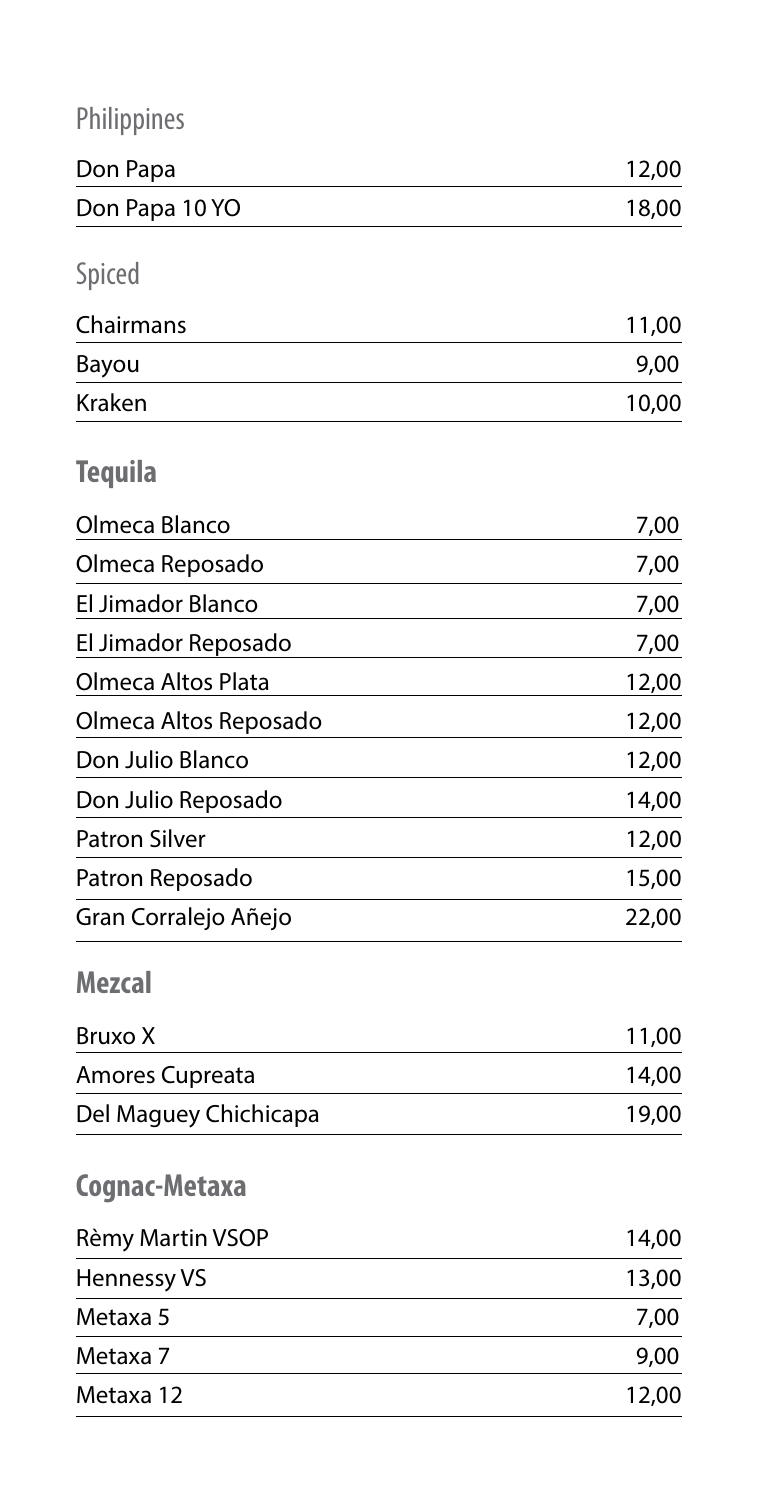### Philippines

| | |
|---|---|
| Don Papa | 12,00 |
| Don Papa 10 YO | 18,00 |

### Spiced

| | |
|---|---|
| Chairmans | 11,00 |
| Bayou | 9,00 |
| Kraken | 10,00 |

## Tequila

| | |
|---|---|
| Olmeca Blanco | 7,00 |
| Olmeca Reposado | 7,00 |
| El Jimador Blanco | 7,00 |
| El Jimador Reposado | 7,00 |
| Olmeca Altos Plata | 12,00 |
| Olmeca Altos Reposado | 12,00 |
| Don Julio Blanco | 12,00 |
| Don Julio Reposado | 14,00 |
| Patron Silver | 12,00 |
| Patron Reposado | 15,00 |
| Gran Corralejo Añejo | 22,00 |

## Mezcal

| | |
|---|---|
| Bruxo X | 11,00 |
| Amores Cupreata | 14,00 |
| Del Maguey Chichicapa | 19,00 |

## Cognac-Metaxa

| | |
|---|---|
| Rèmy Martin VSOP | 14,00 |
| Hennessy VS | 13,00 |
| Metaxa 5 | 7,00 |
| Metaxa 7 | 9,00 |
| Metaxa 12 | 12,00 |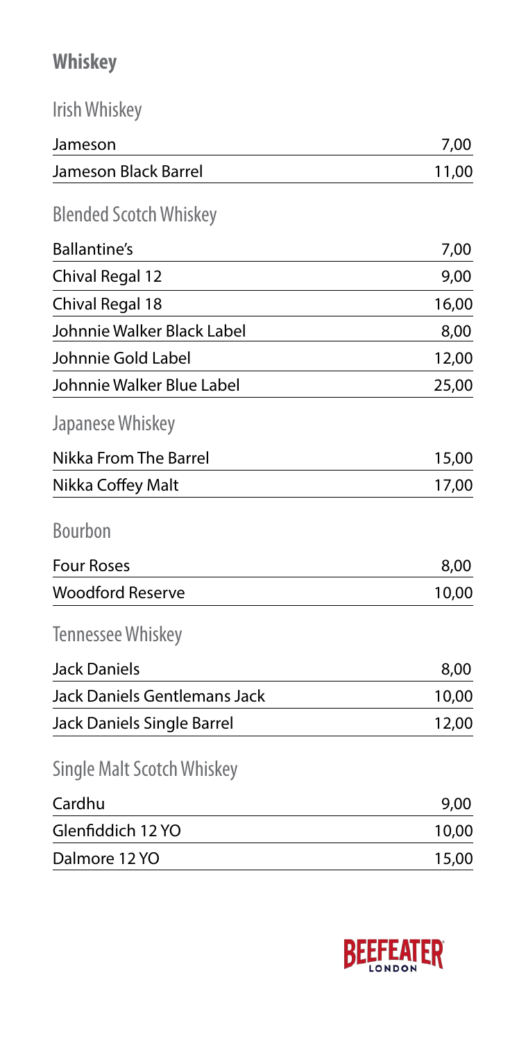## Whiskey

### Irish Whiskey

| | |
|---|---|
| Jameson | 7,00 |
| Jameson Black Barrel | 11,00 |

### Blended Scotch Whiskey

| | |
|---|---|
| Ballantine's | 7,00 |
| Chival Regal 12 | 9,00 |
| Chival Regal 18 | 16,00 |
| Johnnie Walker Black Label | 8,00 |
| Johnnie Gold Label | 12,00 |
| Johnnie Walker Blue Label | 25,00 |

### Japanese Whiskey

| | |
|---|---|
| Nikka From The Barrel | 15,00 |
| Nikka Coffey Malt | 17,00 |

### Bourbon

| | |
|---|---|
| Four Roses | 8,00 |
| Woodford Reserve | 10,00 |

### Tennessee Whiskey

| | |
|---|---|
| Jack Daniels | 8,00 |
| Jack Daniels Gentlemans Jack | 10,00 |
| Jack Daniels Single Barrel | 12,00 |

### Single Malt Scotch Whiskey

| | |
|---|---|
| Cardhu | 9,00 |
| Glenfiddich 12 YO | 10,00 |
| Dalmore 12 YO | 15,00 |

BEEFEATER LONDON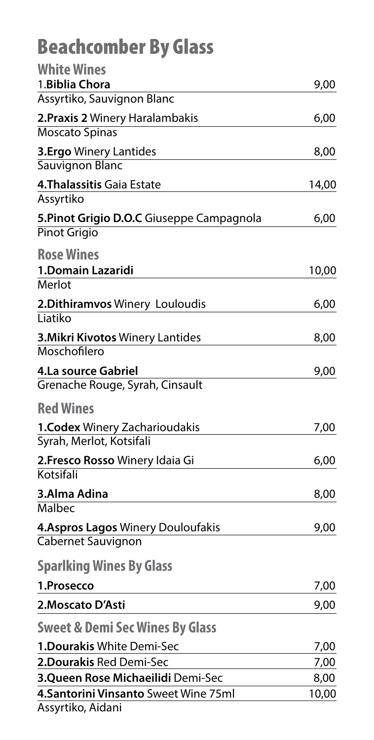# Beachcomber By Glass

## White Wines

| | |
|---|---|
| 1.**Biblia Chora**<br>Assyrtiko, Sauvignon Blanc | 9,00 |
| **2.Praxis 2** Winery Haralambakis<br>Moscato Spinas | 6,00 |
| **3.Ergo** Winery Lantides<br>Sauvignon Blanc | 8,00 |
| **4.Thalassitis** Gaia Estate<br>Assyrtiko | 14,00 |
| **5.Pinot Grigio D.O.C** Giuseppe Campagnola<br>Pinot Grigio | 6,00 |

## Rose Wines

| | |
|---|---|
| **1.Domain Lazaridi**<br>Merlot | 10,00 |
| **2.Dithiramvos** Winery Louloudis<br>Liatiko | 6,00 |
| **3.Mikri Kivotos** Winery Lantides<br>Moschofilero | 8,00 |
| **4.La source Gabriel**<br>Grenache Rouge, Syrah, Cinsault | 9,00 |

## Red Wines

| | |
|---|---|
| **1.Codex** Winery Zacharioudakis<br>Syrah, Merlot, Kotsifali | 7,00 |
| **2.Fresco Rosso** Winery Idaia Gi<br>Kotsifali | 6,00 |
| **3.Alma Adina**<br>Malbec | 8,00 |
| **4.Aspros Lagos** Winery Douloufakis<br>Cabernet Sauvignon | 9,00 |

## Sparlking Wines By Glass

| | |
|---|---|
| **1.Prosecco** | 7,00 |
| **2.Moscato D'Asti** | 9,00 |

## Sweet & Demi Sec Wines By Glass

| | |
|---|---|
| **1.Dourakis** White Demi-Sec | 7,00 |
| **2.Dourakis** Red Demi-Sec | 7,00 |
| **3.Queen Rose Michaeilidi** Demi-Sec | 8,00 |
| **4.Santorini Vinsanto** Sweet Wine 75ml<br>Assyrtiko, Aidani | 10,00 |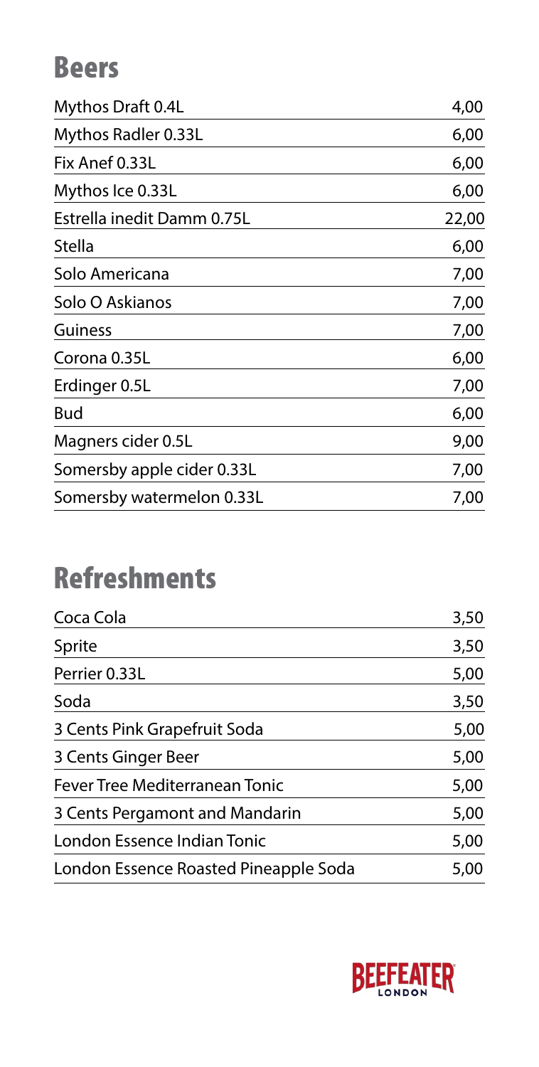## Beers

| Item | Price |
|---|---|
| Mythos Draft 0.4L | 4,00 |
| Mythos Radler 0.33L | 6,00 |
| Fix Anef 0.33L | 6,00 |
| Mythos Ice 0.33L | 6,00 |
| Estrella inedit Damm 0.75L | 22,00 |
| Stella | 6,00 |
| Solo Americana | 7,00 |
| Solo O Askianos | 7,00 |
| Guiness | 7,00 |
| Corona 0.35L | 6,00 |
| Erdinger 0.5L | 7,00 |
| Bud | 6,00 |
| Magners cider 0.5L | 9,00 |
| Somersby apple cider 0.33L | 7,00 |
| Somersby watermelon 0.33L | 7,00 |

## Refreshments

| Item | Price |
|---|---|
| Coca Cola | 3,50 |
| Sprite | 3,50 |
| Perrier 0.33L | 5,00 |
| Soda | 3,50 |
| 3 Cents Pink Grapefruit Soda | 5,00 |
| 3 Cents Ginger Beer | 5,00 |
| Fever Tree Mediterranean Tonic | 5,00 |
| 3 Cents Pergamont and Mandarin | 5,00 |
| London Essence Indian Tonic | 5,00 |
| London Essence Roasted Pineapple Soda | 5,00 |

BEEFEATER LONDON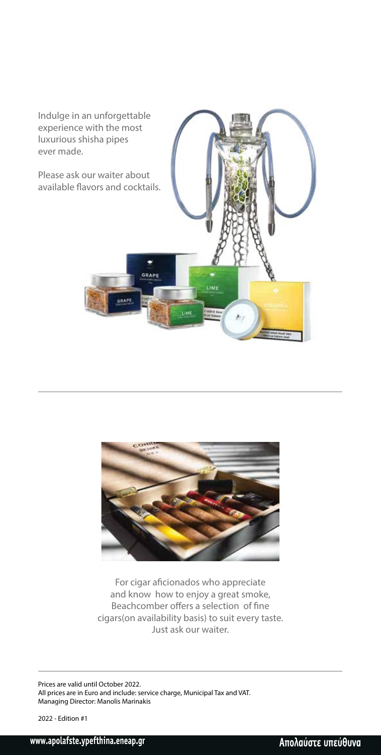Indulge in an unforgettable experience with the most luxurious shisha pipes ever made.

Please ask our waiter about available flavors and cocktails.

---

For cigar aficionados who appreciate and know how to enjoy a great smoke, Beachcomber offers a selection of fine cigars(on availability basis) to suit every taste. Just ask our waiter.

---

Prices are valid until October 2022.
All prices are in Euro and include: service charge, Municipal Tax and VAT.
Managing Director: Manolis Marinakis

2022 - Edition #1

www.apolafste.ypefthina.eneap.gr

Απολαύστε υπεύθυνα